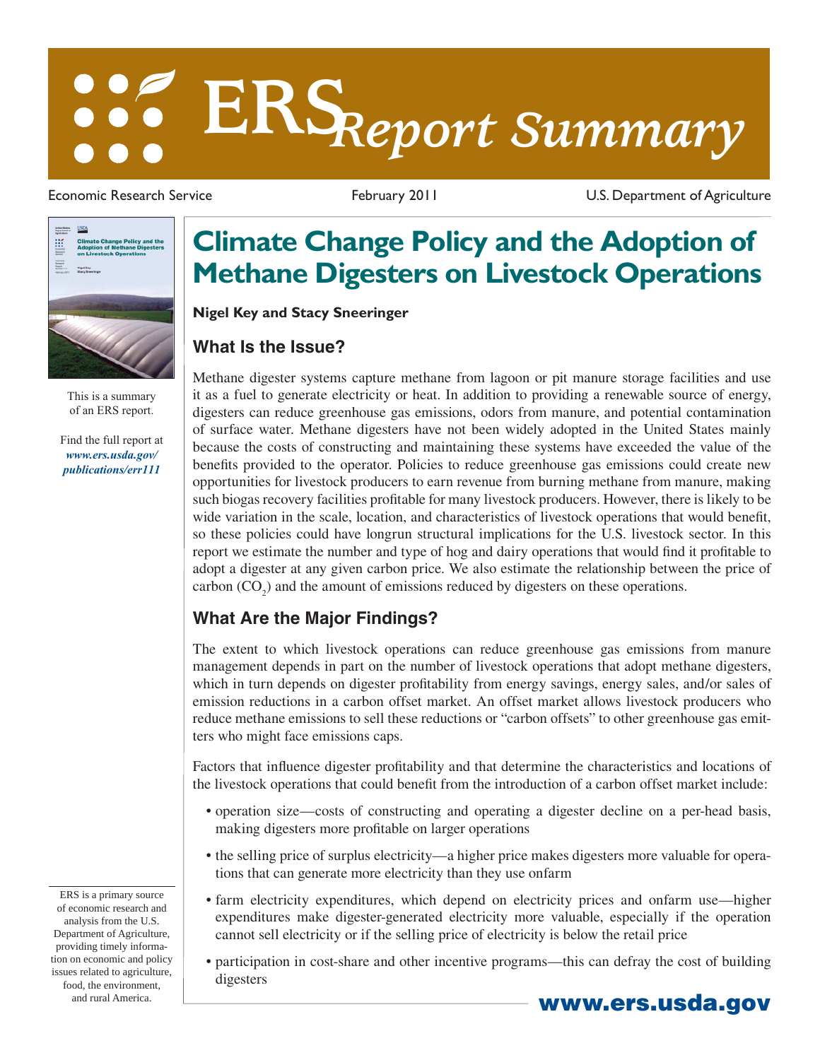# ERS Report Summary

Economic Research Service | February 2011 | U.S. Department of Agriculture

This is a summary of an ERS report.

Find the full report at *www.ers.usda.gov/publications/err111*

# Climate Change Policy and the Adoption of Methane Digesters on Livestock Operations

**Nigel Key and Stacy Sneeringer**

## What Is the Issue?

Methane digester systems capture methane from lagoon or pit manure storage facilities and use it as a fuel to generate electricity or heat. In addition to providing a renewable source of energy, digesters can reduce greenhouse gas emissions, odors from manure, and potential contamination of surface water. Methane digesters have not been widely adopted in the United States mainly because the costs of constructing and maintaining these systems have exceeded the value of the benefits provided to the operator. Policies to reduce greenhouse gas emissions could create new opportunities for livestock producers to earn revenue from burning methane from manure, making such biogas recovery facilities profitable for many livestock producers. However, there is likely to be wide variation in the scale, location, and characteristics of livestock operations that would benefit, so these policies could have longrun structural implications for the U.S. livestock sector. In this report we estimate the number and type of hog and dairy operations that would find it profitable to adopt a digester at any given carbon price. We also estimate the relationship between the price of carbon ($CO_2$) and the amount of emissions reduced by digesters on these operations.

## What Are the Major Findings?

The extent to which livestock operations can reduce greenhouse gas emissions from manure management depends in part on the number of livestock operations that adopt methane digesters, which in turn depends on digester profitability from energy savings, energy sales, and/or sales of emission reductions in a carbon offset market. An offset market allows livestock producers who reduce methane emissions to sell these reductions or "carbon offsets" to other greenhouse gas emitters who might face emissions caps.

Factors that influence digester profitability and that determine the characteristics and locations of the livestock operations that could benefit from the introduction of a carbon offset market include:

- operation size—costs of constructing and operating a digester decline on a per-head basis, making digesters more profitable on larger operations
- the selling price of surplus electricity—a higher price makes digesters more valuable for operations that can generate more electricity than they use onfarm
- farm electricity expenditures, which depend on electricity prices and onfarm use—higher expenditures make digester-generated electricity more valuable, especially if the operation cannot sell electricity or if the selling price of electricity is below the retail price
- participation in cost-share and other incentive programs—this can defray the cost of building digesters

ERS is a primary source of economic research and analysis from the U.S. Department of Agriculture, providing timely information on economic and policy issues related to agriculture, food, the environment, and rural America.

www.ers.usda.gov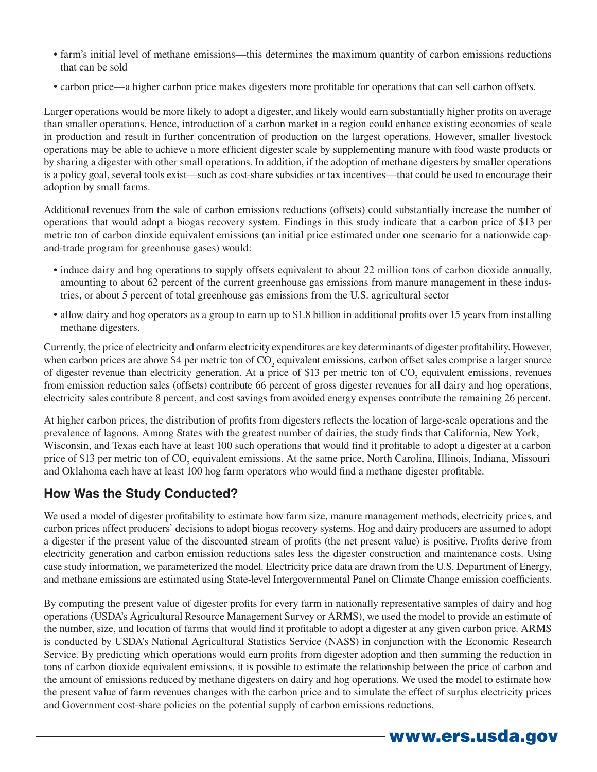- farm's initial level of methane emissions—this determines the maximum quantity of carbon emissions reductions that can be sold
- carbon price—a higher carbon price makes digesters more profitable for operations that can sell carbon offsets.

Larger operations would be more likely to adopt a digester, and likely would earn substantially higher profits on average than smaller operations. Hence, introduction of a carbon market in a region could enhance existing economies of scale in production and result in further concentration of production on the largest operations. However, smaller livestock operations may be able to achieve a more efficient digester scale by supplementing manure with food waste products or by sharing a digester with other small operations. In addition, if the adoption of methane digesters by smaller operations is a policy goal, several tools exist—such as cost-share subsidies or tax incentives—that could be used to encourage their adoption by small farms.

Additional revenues from the sale of carbon emissions reductions (offsets) could substantially increase the number of operations that would adopt a biogas recovery system. Findings in this study indicate that a carbon price of $13 per metric ton of carbon dioxide equivalent emissions (an initial price estimated under one scenario for a nationwide cap-and-trade program for greenhouse gases) would:

- induce dairy and hog operations to supply offsets equivalent to about 22 million tons of carbon dioxide annually, amounting to about 62 percent of the current greenhouse gas emissions from manure management in these industries, or about 5 percent of total greenhouse gas emissions from the U.S. agricultural sector
- allow dairy and hog operators as a group to earn up to $1.8 billion in additional profits over 15 years from installing methane digesters.

Currently, the price of electricity and onfarm electricity expenditures are key determinants of digester profitability. However, when carbon prices are above $4 per metric ton of $CO_2$ equivalent emissions, carbon offset sales comprise a larger source of digester revenue than electricity generation. At a price of $13 per metric ton of $CO_2$ equivalent emissions, revenues from emission reduction sales (offsets) contribute 66 percent of gross digester revenues for all dairy and hog operations, electricity sales contribute 8 percent, and cost savings from avoided energy expenses contribute the remaining 26 percent.

At higher carbon prices, the distribution of profits from digesters reflects the location of large-scale operations and the prevalence of lagoons. Among States with the greatest number of dairies, the study finds that California, New York, Wisconsin, and Texas each have at least 100 such operations that would find it profitable to adopt a digester at a carbon price of $13 per metric ton of $CO_2$ equivalent emissions. At the same price, North Carolina, Illinois, Indiana, Missouri and Oklahoma each have at least 100 hog farm operators who would find a methane digester profitable.

## How Was the Study Conducted?

We used a model of digester profitability to estimate how farm size, manure management methods, electricity prices, and carbon prices affect producers' decisions to adopt biogas recovery systems. Hog and dairy producers are assumed to adopt a digester if the present value of the discounted stream of profits (the net present value) is positive. Profits derive from electricity generation and carbon emission reductions sales less the digester construction and maintenance costs. Using case study information, we parameterized the model. Electricity price data are drawn from the U.S. Department of Energy, and methane emissions are estimated using State-level Intergovernmental Panel on Climate Change emission coefficients.

By computing the present value of digester profits for every farm in nationally representative samples of dairy and hog operations (USDA's Agricultural Resource Management Survey or ARMS), we used the model to provide an estimate of the number, size, and location of farms that would find it profitable to adopt a digester at any given carbon price. ARMS is conducted by USDA's National Agricultural Statistics Service (NASS) in conjunction with the Economic Research Service. By predicting which operations would earn profits from digester adoption and then summing the reduction in tons of carbon dioxide equivalent emissions, it is possible to estimate the relationship between the price of carbon and the amount of emissions reduced by methane digesters on dairy and hog operations. We used the model to estimate how the present value of farm revenues changes with the carbon price and to simulate the effect of surplus electricity prices and Government cost-share policies on the potential supply of carbon emissions reductions.